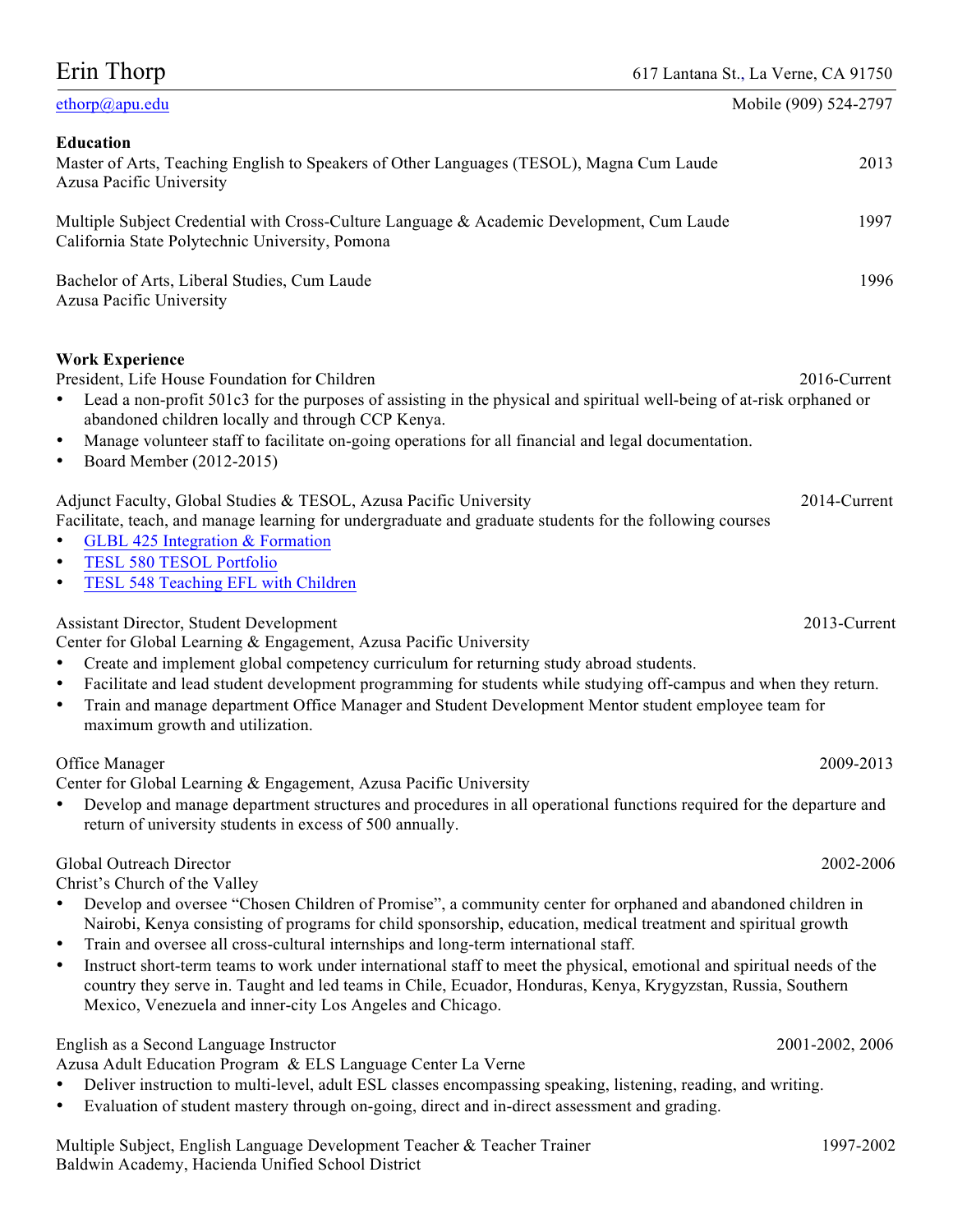# Erin Thorp

617 Lantana St., La Verne, CA 91750

[ethorp@apu.edu](mailto:ethorp@apu.edu) Mobile (909) 524-2797

## Education

Master of Arts, Teaching English to Speakers of Other Languages (TESOL), Magna Cum Laude — 2013
Azusa Pacific University

Multiple Subject Credential with Cross-Culture Language & Academic Development, Cum Laude — 1997
California State Polytechnic University, Pomona

Bachelor of Arts, Liberal Studies, Cum Laude — 1996
Azusa Pacific University

## Work Experience

President, Life House Foundation for Children — 2016-Current

- Lead a non-profit 501c3 for the purposes of assisting in the physical and spiritual well-being of at-risk orphaned or abandoned children locally and through CCP Kenya.
- Manage volunteer staff to facilitate on-going operations for all financial and legal documentation.
- Board Member (2012-2015)

Adjunct Faculty, Global Studies & TESOL, Azusa Pacific University — 2014-Current

Facilitate, teach, and manage learning for undergraduate and graduate students for the following courses

- GLBL 425 Integration & Formation
- TESL 580 TESOL Portfolio
- TESL 548 Teaching EFL with Children

Assistant Director, Student Development — 2013-Current
Center for Global Learning & Engagement, Azusa Pacific University

- Create and implement global competency curriculum for returning study abroad students.
- Facilitate and lead student development programming for students while studying off-campus and when they return.
- Train and manage department Office Manager and Student Development Mentor student employee team for maximum growth and utilization.

Office Manager — 2009-2013
Center for Global Learning & Engagement, Azusa Pacific University

- Develop and manage department structures and procedures in all operational functions required for the departure and return of university students in excess of 500 annually.

Global Outreach Director — 2002-2006
Christ's Church of the Valley

- Develop and oversee "Chosen Children of Promise", a community center for orphaned and abandoned children in Nairobi, Kenya consisting of programs for child sponsorship, education, medical treatment and spiritual growth
- Train and oversee all cross-cultural internships and long-term international staff.
- Instruct short-term teams to work under international staff to meet the physical, emotional and spiritual needs of the country they serve in. Taught and led teams in Chile, Ecuador, Honduras, Kenya, Krygyzstan, Russia, Southern Mexico, Venezuela and inner-city Los Angeles and Chicago.

English as a Second Language Instructor — 2001-2002, 2006
Azusa Adult Education Program & ELS Language Center La Verne

- Deliver instruction to multi-level, adult ESL classes encompassing speaking, listening, reading, and writing.
- Evaluation of student mastery through on-going, direct and in-direct assessment and grading.

Multiple Subject, English Language Development Teacher & Teacher Trainer — 1997-2002
Baldwin Academy, Hacienda Unified School District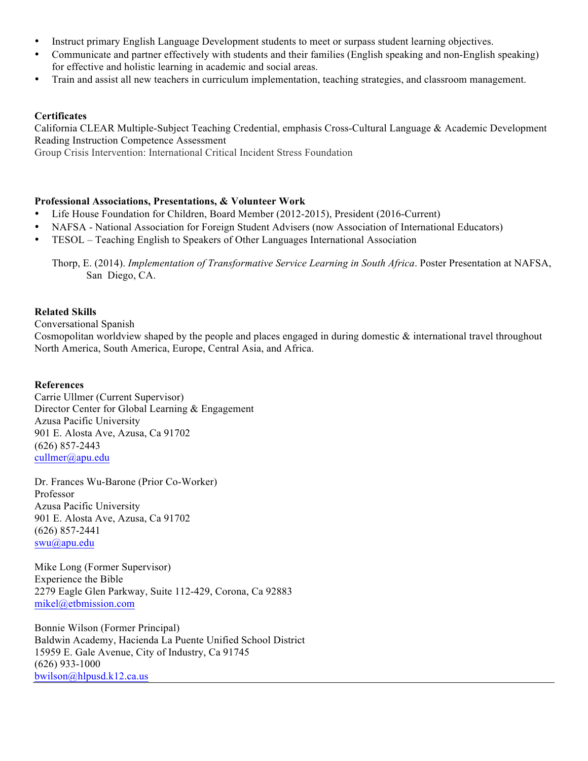- Instruct primary English Language Development students to meet or surpass student learning objectives.
- Communicate and partner effectively with students and their families (English speaking and non-English speaking) for effective and holistic learning in academic and social areas.
- Train and assist all new teachers in curriculum implementation, teaching strategies, and classroom management.

**Certificates**

California CLEAR Multiple-Subject Teaching Credential, emphasis Cross-Cultural Language & Academic Development
Reading Instruction Competence Assessment
Group Crisis Intervention: International Critical Incident Stress Foundation

**Professional Associations, Presentations, & Volunteer Work**

- Life House Foundation for Children, Board Member (2012-2015), President (2016-Current)
- NAFSA - National Association for Foreign Student Advisers (now Association of International Educators)
- TESOL – Teaching English to Speakers of Other Languages International Association

Thorp, E. (2014). *Implementation of Transformative Service Learning in South Africa*. Poster Presentation at NAFSA, San Diego, CA.

**Related Skills**

Conversational Spanish
Cosmopolitan worldview shaped by the people and places engaged in during domestic & international travel throughout North America, South America, Europe, Central Asia, and Africa.

**References**

Carrie Ullmer (Current Supervisor)
Director Center for Global Learning & Engagement
Azusa Pacific University
901 E. Alosta Ave, Azusa, Ca 91702
(626) 857-2443
cullmer@apu.edu

Dr. Frances Wu-Barone (Prior Co-Worker)
Professor
Azusa Pacific University
901 E. Alosta Ave, Azusa, Ca 91702
(626) 857-2441
swu@apu.edu

Mike Long (Former Supervisor)
Experience the Bible
2279 Eagle Glen Parkway, Suite 112-429, Corona, Ca 92883
mikel@etbmission.com

Bonnie Wilson (Former Principal)
Baldwin Academy, Hacienda La Puente Unified School District
15959 E. Gale Avenue, City of Industry, Ca 91745
(626) 933-1000
bwilson@hlpusd.k12.ca.us